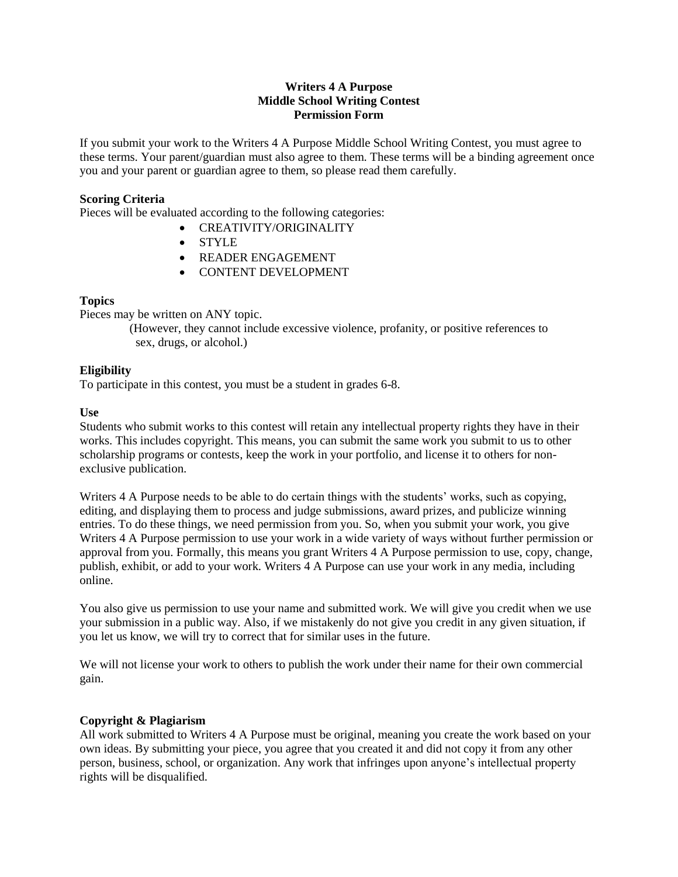**Writers 4 A Purpose**
**Middle School Writing Contest**
**Permission Form**

If you submit your work to the Writers 4 A Purpose Middle School Writing Contest, you must agree to these terms. Your parent/guardian must also agree to them. These terms will be a binding agreement once you and your parent or guardian agree to them, so please read them carefully.

**Scoring Criteria**

Pieces will be evaluated according to the following categories:

- CREATIVITY/ORIGINALITY
- STYLE
- READER ENGAGEMENT
- CONTENT DEVELOPMENT

**Topics**

Pieces may be written on ANY topic.

(However, they cannot include excessive violence, profanity, or positive references to sex, drugs, or alcohol.)

**Eligibility**

To participate in this contest, you must be a student in grades 6-8.

**Use**

Students who submit works to this contest will retain any intellectual property rights they have in their works. This includes copyright. This means, you can submit the same work you submit to us to other scholarship programs or contests, keep the work in your portfolio, and license it to others for non-exclusive publication.

Writers 4 A Purpose needs to be able to do certain things with the students' works, such as copying, editing, and displaying them to process and judge submissions, award prizes, and publicize winning entries. To do these things, we need permission from you. So, when you submit your work, you give Writers 4 A Purpose permission to use your work in a wide variety of ways without further permission or approval from you. Formally, this means you grant Writers 4 A Purpose permission to use, copy, change, publish, exhibit, or add to your work. Writers 4 A Purpose can use your work in any media, including online.

You also give us permission to use your name and submitted work. We will give you credit when we use your submission in a public way. Also, if we mistakenly do not give you credit in any given situation, if you let us know, we will try to correct that for similar uses in the future.

We will not license your work to others to publish the work under their name for their own commercial gain.

**Copyright & Plagiarism**

All work submitted to Writers 4 A Purpose must be original, meaning you create the work based on your own ideas. By submitting your piece, you agree that you created it and did not copy it from any other person, business, school, or organization. Any work that infringes upon anyone's intellectual property rights will be disqualified.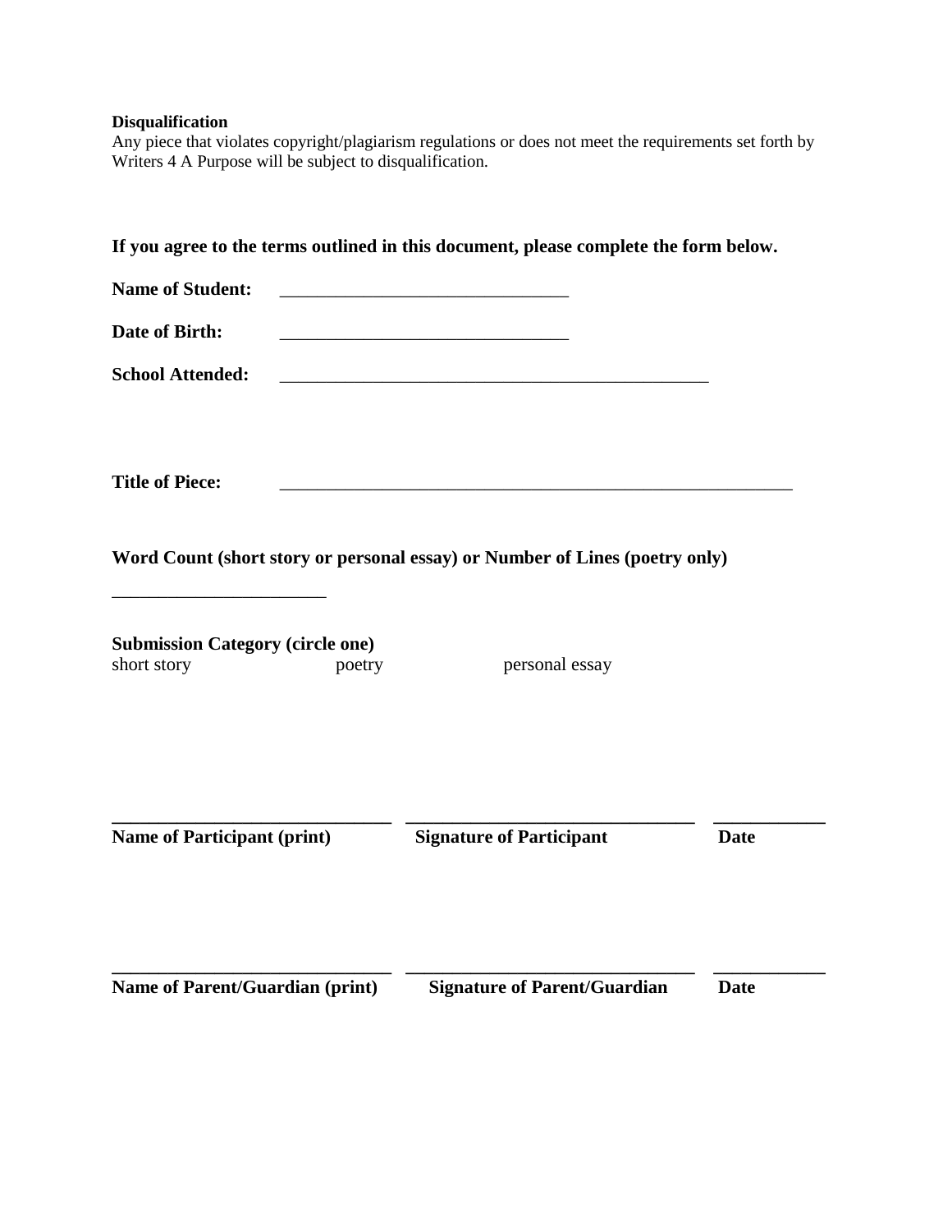**Disqualification**
Any piece that violates copyright/plagiarism regulations or does not meet the requirements set forth by Writers 4 A Purpose will be subject to disqualification.

**If you agree to the terms outlined in this document, please complete the form below.**

**Name of Student:** _______________________________

**Date of Birth:** _______________________________

**School Attended:** ______________________________________________

**Title of Piece:** _______________________________________________________

**Word Count (short story or personal essay) or Number of Lines (poetry only)**

_______________________

**Submission Category (circle one)**
short story poetry personal essay

______________________________ ______________________________ ____________
**Name of Participant (print)** **Signature of Participant** **Date**

______________________________ ______________________________ ____________
**Name of Parent/Guardian (print)** **Signature of Parent/Guardian** **Date**